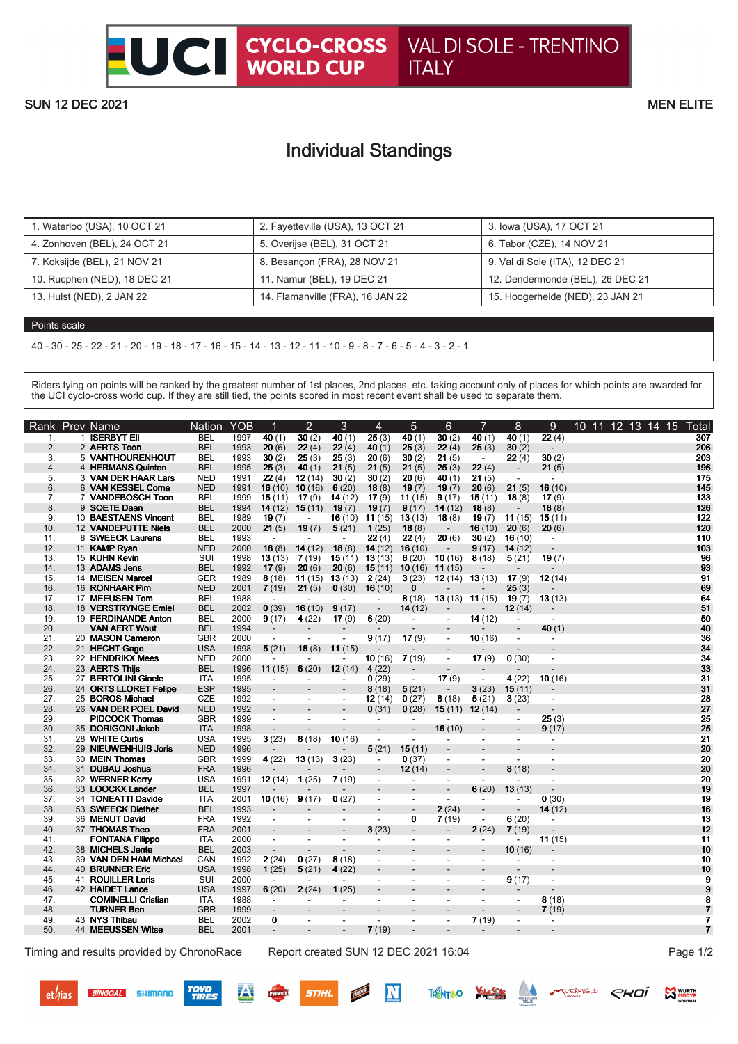# UCI CYCLO-CROSS WORLD CUP VAL DI SOLE - TRENTINO ITALY

SUN 12 DEC 2021

MEN ELITE

## Individual Standings

| | | |
|---|---|---|
| 1. Waterloo (USA), 10 OCT 21 | 2. Fayetteville (USA), 13 OCT 21 | 3. Iowa (USA), 17 OCT 21 |
| 4. Zonhoven (BEL), 24 OCT 21 | 5. Overijse (BEL), 31 OCT 21 | 6. Tabor (CZE), 14 NOV 21 |
| 7. Koksijde (BEL), 21 NOV 21 | 8. Besançon (FRA), 28 NOV 21 | 9. Val di Sole (ITA), 12 DEC 21 |
| 10. Rucphen (NED), 18 DEC 21 | 11. Namur (BEL), 19 DEC 21 | 12. Dendermonde (BEL), 26 DEC 21 |
| 13. Hulst (NED), 2 JAN 22 | 14. Flamanville (FRA), 16 JAN 22 | 15. Hoogerheide (NED), 23 JAN 21 |

### Points scale

40 - 30 - 25 - 22 - 21 - 20 - 19 - 18 - 17 - 16 - 15 - 14 - 13 - 12 - 11 - 10 - 9 - 8 - 7 - 6 - 5 - 4 - 3 - 2 - 1

Riders tying on points will be ranked by the greatest number of 1st places, 2nd places, etc. taking account only of places for which points are awarded for the UCI cyclo-cross world cup. If they are still tied, the points scored in most recent event shall be used to separate them.

| Rank | Prev | Name | Nation | YOB | 1 | 2 | 3 | 4 | 5 | 6 | 7 | 8 | 9 | 10 | 11 | 12 | 13 | 14 | 15 | Total |
|---|---|---|---|---|---|---|---|---|---|---|---|---|---|---|---|---|---|---|---|---|
| 1. | 1 | **ISERBYT Eli** | BEL | 1997 | **40** (1) | **30** (2) | **40** (1) | **25** (3) | **40** (1) | **30** (2) | **40** (1) | **40** (1) | **22** (4) | | | | | | | **307** |
| 2. | 2 | **AERTS Toon** | BEL | 1993 | **20** (6) | **22** (4) | **22** (4) | **40** (1) | **25** (3) | **22** (4) | **25** (3) | **30** (2) | - | | | | | | | **206** |
| 3. | 5 | **VANTHOURENHOUT Michael** | BEL | 1993 | **30** (2) | **25** (3) | **25** (3) | **20** (6) | **30** (2) | **21** (5) | - | **22** (4) | **30** (2) | | | | | | | **203** |
| 4. | 4 | **HERMANS Quinten** | BEL | 1995 | **25** (3) | **40** (1) | **21** (5) | **21** (5) | **21** (5) | **25** (3) | **22** (4) | - | **21** (5) | | | | | | | **196** |
| 5. | 3 | **VAN DER HAAR Lars** | NED | 1991 | **22** (4) | **12** (14) | **30** (2) | **30** (2) | **20** (6) | **40** (1) | **21** (5) | - | - | | | | | | | **175** |
| 6. | 6 | **VAN KESSEL Corne** | NED | 1991 | **16** (10) | **10** (16) | **6** (20) | **18** (8) | **19** (7) | **19** (7) | **20** (6) | **21** (5) | **16** (10) | | | | | | | **145** |
| 7. | 7 | **VANDEBOSCH Toon** | BEL | 1999 | **15** (11) | **17** (9) | **14** (12) | **17** (9) | **11** (15) | **9** (17) | **15** (11) | **18** (8) | **17** (9) | | | | | | | **133** |
| 8. | 9 | **SOETE Daan** | BEL | 1994 | **14** (12) | **15** (11) | **19** (7) | **19** (7) | **9** (17) | **14** (12) | **18** (8) | - | **18** (8) | | | | | | | **126** |
| 9. | 10 | **BAESTAENS Vincent** | BEL | 1989 | **19** (7) | - | **16** (10) | **11** (15) | **13** (13) | **18** (8) | **19** (7) | **11** (15) | **15** (11) | | | | | | | **122** |
| 10. | 12 | **VANDEPUTTE Niels** | BEL | 2000 | **21** (5) | **19** (7) | **5** (21) | **1** (25) | **18** (8) | - | **16** (10) | **20** (6) | **20** (6) | | | | | | | **120** |
| 11. | 8 | **SWEECK Laurens** | BEL | 1993 | - | - | - | **22** (4) | **22** (4) | **20** (6) | **30** (2) | **16** (10) | - | | | | | | | **110** |
| 12. | 11 | **KAMP Ryan** | NED | 2000 | **18** (8) | **14** (12) | **18** (8) | **14** (12) | **16** (10) | - | **9** (17) | **14** (12) | - | | | | | | | **103** |
| 13. | 15 | **KUHN Kevin** | SUI | 1998 | **13** (13) | **7** (19) | **15** (11) | **13** (13) | **6** (20) | **10** (16) | **8** (18) | **5** (21) | **19** (7) | | | | | | | **96** |
| 14. | 13 | **ADAMS Jens** | BEL | 1992 | **17** (9) | **20** (6) | **20** (6) | **15** (11) | **10** (16) | **11** (15) | - | - | - | | | | | | | **93** |
| 15. | 14 | **MEISEN Marcel** | GER | 1989 | **8** (18) | **11** (15) | **13** (13) | **2** (24) | **3** (23) | **12** (14) | **13** (13) | **17** (9) | **12** (14) | | | | | | | **91** |
| 16. | 16 | **RONHAAR Pim** | NED | 2001 | **7** (19) | **21** (5) | **0** (30) | **16** (10) | **0** | - | - | **25** (3) | - | | | | | | | **69** |
| 17. | 17 | **MEEUSEN Tom** | BEL | 1988 | - | - | - | - | **8** (18) | **13** (13) | **11** (15) | **19** (7) | **13** (13) | | | | | | | **64** |
| 18. | 18 | **VERSTRYNGE Emiel** | BEL | 2002 | **0** (39) | **16** (10) | **9** (17) | - | **14** (12) | - | - | **12** (14) | - | | | | | | | **51** |
| 19. | 19 | **FERDINANDE Anton** | BEL | 2000 | **9** (17) | **4** (22) | **17** (9) | **6** (20) | - | - | **14** (12) | - | - | | | | | | | **50** |
| 20. | | **VAN AERT Wout** | BEL | 1994 | - | - | - | - | - | - | - | - | **40** (1) | | | | | | | **40** |
| 21. | 20 | **MASON Cameron** | GBR | 2000 | - | - | - | **9** (17) | **17** (9) | - | **10** (16) | - | - | | | | | | | **36** |
| 22. | 21 | **HECHT Gage** | USA | 1998 | **5** (21) | **18** (8) | **11** (15) | - | - | - | - | - | - | | | | | | | **34** |
| 23. | 22 | **HENDRIKX Mees** | NED | 2000 | - | - | - | **10** (16) | **7** (19) | - | **17** (9) | **0** (30) | - | | | | | | | **34** |
| 24. | 23 | **AERTS Thijs** | BEL | 1996 | **11** (15) | **6** (20) | **12** (14) | **4** (22) | - | - | - | - | - | | | | | | | **33** |
| 25. | 27 | **BERTOLINI Gioele** | ITA | 1995 | - | - | - | **0** (29) | - | **17** (9) | - | **4** (22) | **10** (16) | | | | | | | **31** |
| 26. | 24 | **ORTS LLORET Felipe** | ESP | 1995 | - | - | - | **8** (18) | **5** (21) | - | **3** (23) | **15** (11) | - | | | | | | | **31** |
| 27. | 25 | **BOROS Michael** | CZE | 1992 | - | - | - | **12** (14) | **0** (27) | **8** (18) | **5** (21) | **3** (23) | - | | | | | | | **28** |
| 28. | 26 | **VAN DER POEL David** | NED | 1992 | - | - | - | **0** (31) | **0** (28) | **15** (11) | **12** (14) | - | - | | | | | | | **27** |
| 29. | | **PIDCOCK Thomas** | GBR | 1999 | - | - | - | - | - | - | - | - | **25** (3) | | | | | | | **25** |
| 30. | 35 | **DORIGONI Jakob** | ITA | 1998 | - | - | - | - | - | **16** (10) | - | - | **9** (17) | | | | | | | **25** |
| 31. | 28 | **WHITE Curtis** | USA | 1995 | **3** (23) | **8** (18) | **10** (16) | - | - | - | - | - | - | | | | | | | **21** |
| 32. | 29 | **NIEUWENHUIS Joris** | NED | 1996 | - | - | - | **5** (21) | **15** (11) | - | - | - | - | | | | | | | **20** |
| 33. | 30 | **MEIN Thomas** | GBR | 1999 | **4** (22) | **13** (13) | **3** (23) | - | **0** (37) | - | - | - | - | | | | | | | **20** |
| 34. | 31 | **DUBAU Joshua** | FRA | 1996 | - | - | - | - | **12** (14) | - | - | **8** (18) | - | | | | | | | **20** |
| 35. | 32 | **WERNER Kerry** | USA | 1991 | **12** (14) | **1** (25) | **7** (19) | - | - | - | - | - | - | | | | | | | **20** |
| 36. | 33 | **LOOCKX Lander** | BEL | 1997 | - | - | - | - | - | - | **6** (20) | **13** (13) | - | | | | | | | **19** |
| 37. | 34 | **TONEATTI Davide** | ITA | 2001 | **10** (16) | **9** (17) | **0** (27) | - | - | - | - | - | **0** (30) | | | | | | | **19** |
| 38. | 53 | **SWEECK Diether** | BEL | 1993 | - | - | - | - | - | **2** (24) | - | - | **14** (12) | | | | | | | **16** |
| 39. | 36 | **MENUT David** | FRA | 1992 | - | - | - | - | **0** | **7** (19) | - | **6** (20) | - | | | | | | | **13** |
| 40. | 37 | **THOMAS Theo** | FRA | 2001 | - | - | - | **3** (23) | - | - | **2** (24) | **7** (19) | - | | | | | | | **12** |
| 41. | | **FONTANA Filippo** | ITA | 2000 | - | - | - | - | - | - | - | - | **11** (15) | | | | | | | **11** |
| 42. | 38 | **MICHELS Jente** | BEL | 2003 | - | - | - | - | - | - | - | **10** (16) | - | | | | | | | **10** |
| 43. | 39 | **VAN DEN HAM Michael** | CAN | 1992 | **2** (24) | **0** (27) | **8** (18) | - | - | - | - | - | - | | | | | | | **10** |
| 44. | 40 | **BRUNNER Eric** | USA | 1998 | **1** (25) | **5** (21) | **4** (22) | - | - | - | - | - | - | | | | | | | **10** |
| 45. | 41 | **ROUILLER Loris** | SUI | 2000 | - | - | - | - | - | - | - | **9** (17) | - | | | | | | | **9** |
| 46. | 42 | **HAIDET Lance** | USA | 1997 | **6** (20) | **2** (24) | **1** (25) | - | - | - | - | - | - | | | | | | | **9** |
| 47. | | **COMINELLI Cristian** | ITA | 1988 | - | - | - | - | - | - | - | - | **8** (18) | | | | | | | **8** |
| 48. | | **TURNER Ben** | GBR | 1999 | - | - | - | - | - | - | - | - | **7** (19) | | | | | | | **7** |
| 49. | 43 | **NYS Thibau** | BEL | 2002 | **0** | - | - | - | - | - | **7** (19) | - | - | | | | | | | **7** |
| 50. | 44 | **MEEUSSEN Witse** | BEL | 2001 | - | - | - | **7** (19) | - | - | - | - | - | | | | | | | **7** |

Timing and results provided by ChronoRace — Report created SUN 12 DEC 2021 16:04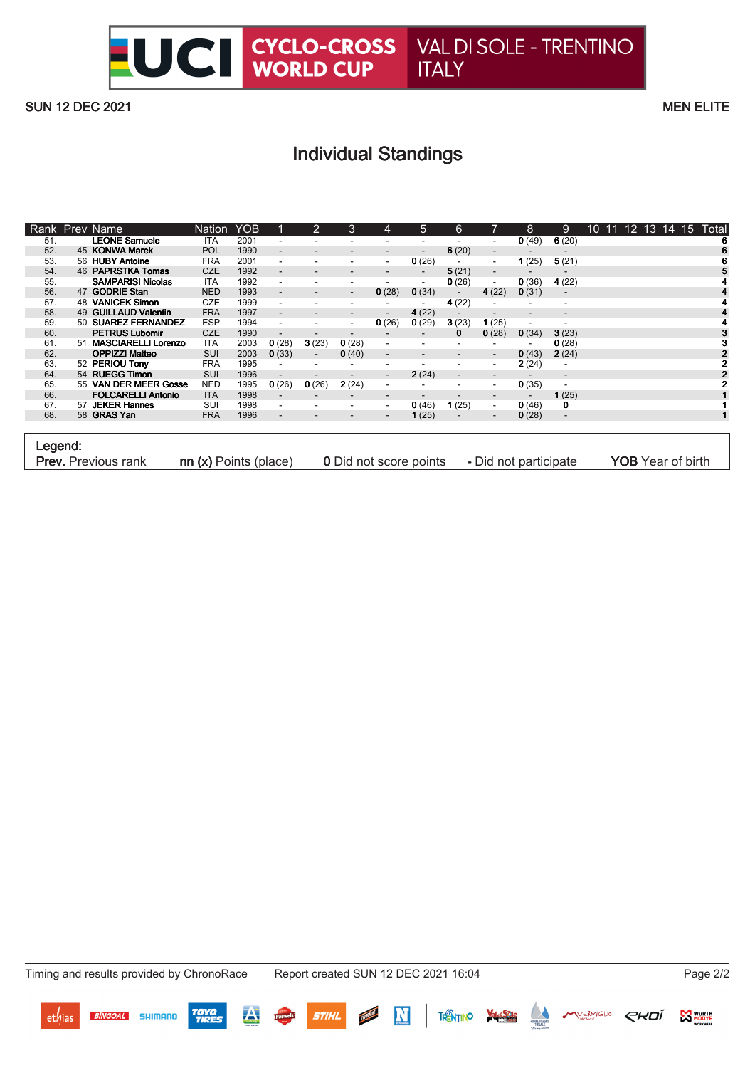UCI CYCLO-CROSS WORLD CUP — VAL DI SOLE - TRENTINO ITALY

SUN 12 DEC 2021

MEN ELITE

# Individual Standings

| Rank | Prev | Name | Nation | YOB | 1 | 2 | 3 | 4 | 5 | 6 | 7 | 8 | 9 | 10 | 11 | 12 | 13 | 14 | 15 | Total |
|---|---|---|---|---|---|---|---|---|---|---|---|---|---|---|---|---|---|---|---|---|
| 51. | | **LEONE Samuele** | ITA | 2001 | - | - | - | - | - | - | - | **0** (49) | **6** (20) | | | | | | | **6** |
| 52. | 45 | **KONWA Marek** | POL | 1990 | - | - | - | - | - | **6** (20) | - | - | - | | | | | | | **6** |
| 53. | 56 | **HUBY Antoine** | FRA | 2001 | - | - | - | - | **0** (26) | - | - | **1** (25) | **5** (21) | | | | | | | **6** |
| 54. | 46 | **PAPRSTKA Tomas** | CZE | 1992 | - | - | - | - | - | **5** (21) | - | - | - | | | | | | | **5** |
| 55. | | **SAMPARISI Nicolas** | ITA | 1992 | - | - | - | - | - | **0** (26) | - | **0** (36) | **4** (22) | | | | | | | **4** |
| 56. | 47 | **GODRIE Stan** | NED | 1993 | - | - | - | **0** (28) | **0** (34) | - | **4** (22) | **0** (31) | - | | | | | | | **4** |
| 57. | 48 | **VANICEK Simon** | CZE | 1999 | - | - | - | - | - | **4** (22) | - | - | - | | | | | | | **4** |
| 58. | 49 | **GUILLAUD Valentin** | FRA | 1997 | - | - | - | - | **4** (22) | - | - | - | - | | | | | | | **4** |
| 59. | 50 | **SUAREZ FERNANDEZ** | ESP | 1994 | - | - | - | **0** (26) | **0** (29) | **3** (23) | **1** (25) | - | - | | | | | | | **4** |
| 60. | | **PETRUS Lubomir** | CZE | 1990 | - | - | - | - | - | **0** | **0** (28) | **0** (34) | **3** (23) | | | | | | | **3** |
| 61. | 51 | **MASCIARELLI Lorenzo** | ITA | 2003 | **0** (28) | **3** (23) | **0** (28) | - | - | - | - | - | **0** (28) | | | | | | | **3** |
| 62. | | **OPPIZZI Matteo** | SUI | 2003 | **0** (33) | - | **0** (40) | - | - | - | - | **0** (43) | **2** (24) | | | | | | | **2** |
| 63. | 52 | **PERIOU Tony** | FRA | 1995 | - | - | - | - | - | - | - | **2** (24) | - | | | | | | | **2** |
| 64. | 54 | **RUEGG Timon** | SUI | 1996 | - | - | - | - | **2** (24) | - | - | - | - | | | | | | | **2** |
| 65. | 55 | **VAN DER MEER Gosse** | NED | 1995 | **0** (26) | **0** (26) | **2** (24) | - | - | - | - | **0** (35) | - | | | | | | | **2** |
| 66. | | **FOLCARELLI Antonio** | ITA | 1998 | - | - | - | - | - | - | - | - | **1** (25) | | | | | | | **1** |
| 67. | 57 | **JEKER Hannes** | SUI | 1998 | - | - | - | - | **0** (46) | **1** (25) | - | **0** (46) | **0** | | | | | | | **1** |
| 68. | 58 | **GRAS Yan** | FRA | 1996 | - | - | - | - | **1** (25) | - | - | **0** (28) | - | | | | | | | **1** |

Legend:
**Prev.** Previous rank | **nn (x)** Points (place) | **0** Did not score points | **-** Did not participate | **YOB** Year of birth

Timing and results provided by ChronoRace | Report created SUN 12 DEC 2021 16:04